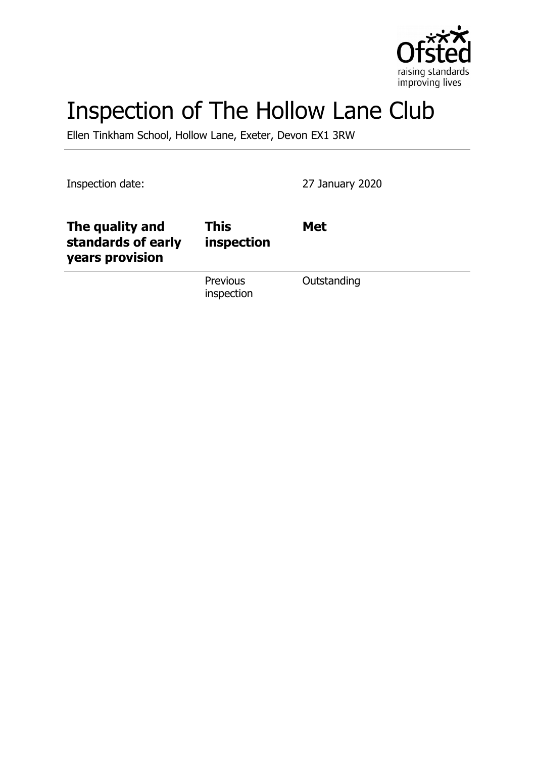# Inspection of The Hollow Lane Club

Ellen Tinkham School, Hollow Lane, Exeter, Devon EX1 3RW

Inspection date: 27 January 2020

| The quality and standards of early years provision | This inspection | Met |
|---|---|---|
| | Previous inspection | Outstanding |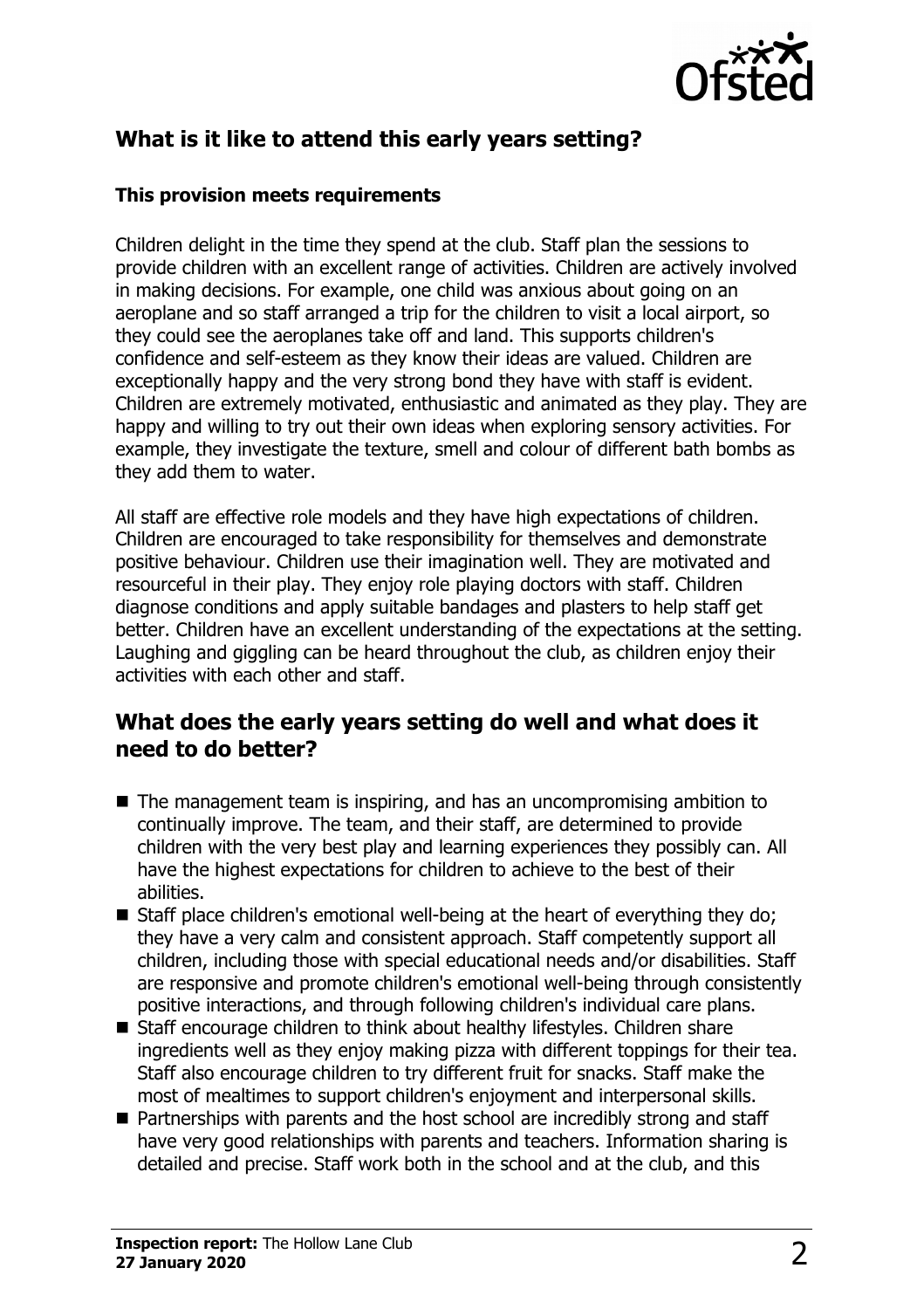## What is it like to attend this early years setting?

### This provision meets requirements

Children delight in the time they spend at the club. Staff plan the sessions to provide children with an excellent range of activities. Children are actively involved in making decisions. For example, one child was anxious about going on an aeroplane and so staff arranged a trip for the children to visit a local airport, so they could see the aeroplanes take off and land. This supports children's confidence and self-esteem as they know their ideas are valued. Children are exceptionally happy and the very strong bond they have with staff is evident. Children are extremely motivated, enthusiastic and animated as they play. They are happy and willing to try out their own ideas when exploring sensory activities. For example, they investigate the texture, smell and colour of different bath bombs as they add them to water.

All staff are effective role models and they have high expectations of children. Children are encouraged to take responsibility for themselves and demonstrate positive behaviour. Children use their imagination well. They are motivated and resourceful in their play. They enjoy role playing doctors with staff. Children diagnose conditions and apply suitable bandages and plasters to help staff get better. Children have an excellent understanding of the expectations at the setting. Laughing and giggling can be heard throughout the club, as children enjoy their activities with each other and staff.

## What does the early years setting do well and what does it need to do better?

- The management team is inspiring, and has an uncompromising ambition to continually improve. The team, and their staff, are determined to provide children with the very best play and learning experiences they possibly can. All have the highest expectations for children to achieve to the best of their abilities.
- Staff place children's emotional well-being at the heart of everything they do; they have a very calm and consistent approach. Staff competently support all children, including those with special educational needs and/or disabilities. Staff are responsive and promote children's emotional well-being through consistently positive interactions, and through following children's individual care plans.
- Staff encourage children to think about healthy lifestyles. Children share ingredients well as they enjoy making pizza with different toppings for their tea. Staff also encourage children to try different fruit for snacks. Staff make the most of mealtimes to support children's enjoyment and interpersonal skills.
- Partnerships with parents and the host school are incredibly strong and staff have very good relationships with parents and teachers. Information sharing is detailed and precise. Staff work both in the school and at the club, and this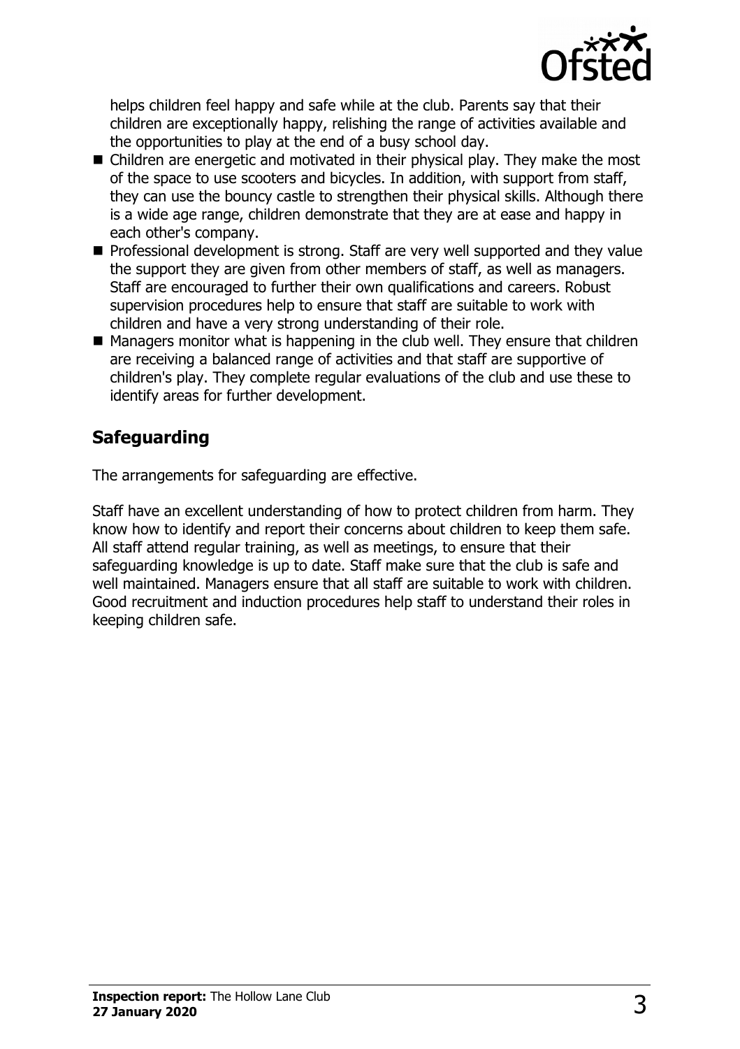helps children feel happy and safe while at the club. Parents say that their children are exceptionally happy, relishing the range of activities available and the opportunities to play at the end of a busy school day.

- Children are energetic and motivated in their physical play. They make the most of the space to use scooters and bicycles. In addition, with support from staff, they can use the bouncy castle to strengthen their physical skills. Although there is a wide age range, children demonstrate that they are at ease and happy in each other's company.
- Professional development is strong. Staff are very well supported and they value the support they are given from other members of staff, as well as managers. Staff are encouraged to further their own qualifications and careers. Robust supervision procedures help to ensure that staff are suitable to work with children and have a very strong understanding of their role.
- Managers monitor what is happening in the club well. They ensure that children are receiving a balanced range of activities and that staff are supportive of children's play. They complete regular evaluations of the club and use these to identify areas for further development.

## Safeguarding

The arrangements for safeguarding are effective.

Staff have an excellent understanding of how to protect children from harm. They know how to identify and report their concerns about children to keep them safe. All staff attend regular training, as well as meetings, to ensure that their safeguarding knowledge is up to date. Staff make sure that the club is safe and well maintained. Managers ensure that all staff are suitable to work with children. Good recruitment and induction procedures help staff to understand their roles in keeping children safe.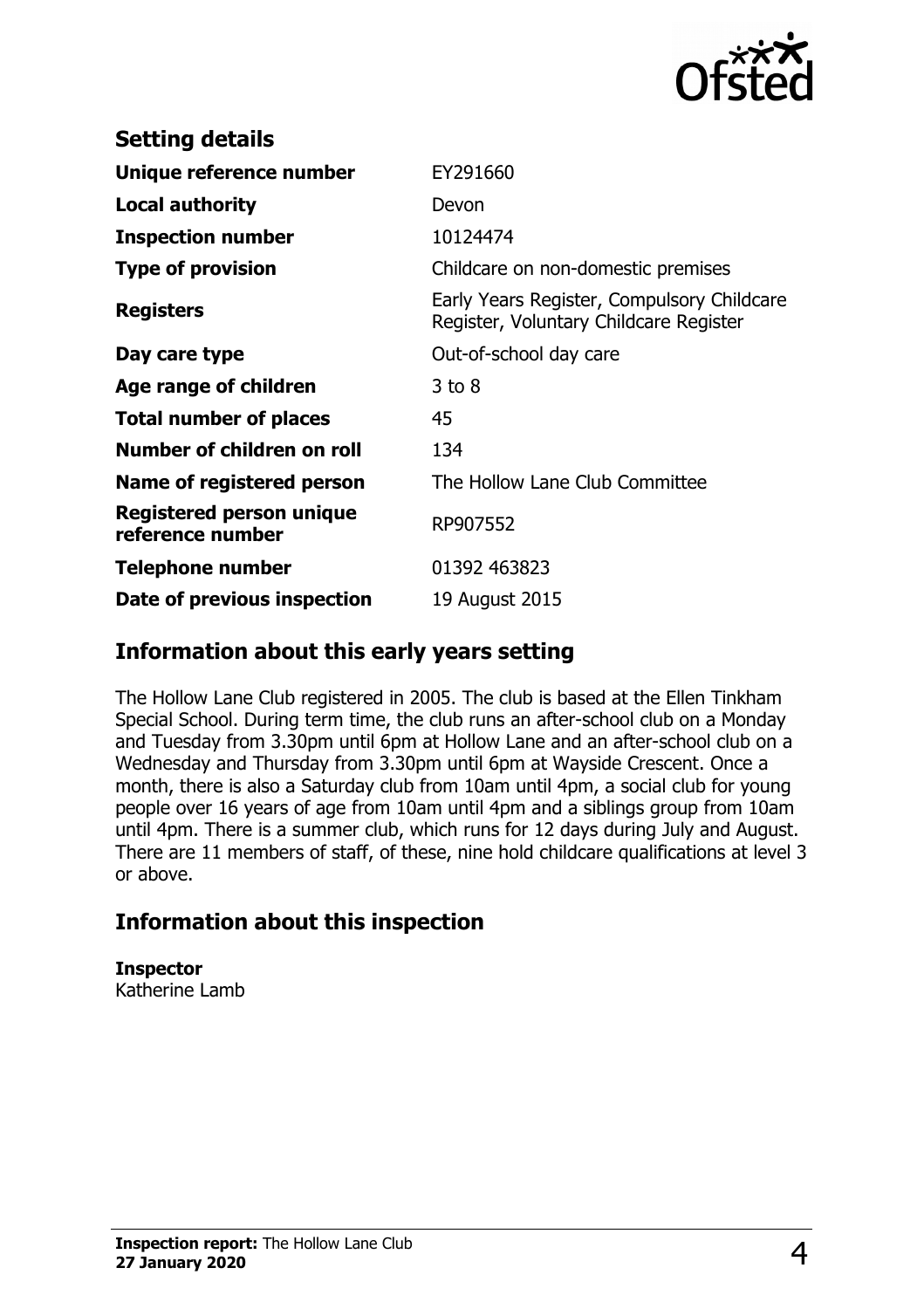## Setting details

| | |
|---|---|
| **Unique reference number** | EY291660 |
| **Local authority** | Devon |
| **Inspection number** | 10124474 |
| **Type of provision** | Childcare on non-domestic premises |
| **Registers** | Early Years Register, Compulsory Childcare Register, Voluntary Childcare Register |
| **Day care type** | Out-of-school day care |
| **Age range of children** | 3 to 8 |
| **Total number of places** | 45 |
| **Number of children on roll** | 134 |
| **Name of registered person** | The Hollow Lane Club Committee |
| **Registered person unique reference number** | RP907552 |
| **Telephone number** | 01392 463823 |
| **Date of previous inspection** | 19 August 2015 |

## Information about this early years setting

The Hollow Lane Club registered in 2005. The club is based at the Ellen Tinkham Special School. During term time, the club runs an after-school club on a Monday and Tuesday from 3.30pm until 6pm at Hollow Lane and an after-school club on a Wednesday and Thursday from 3.30pm until 6pm at Wayside Crescent. Once a month, there is also a Saturday club from 10am until 4pm, a social club for young people over 16 years of age from 10am until 4pm and a siblings group from 10am until 4pm. There is a summer club, which runs for 12 days during July and August. There are 11 members of staff, of these, nine hold childcare qualifications at level 3 or above.

## Information about this inspection

**Inspector**
Katherine Lamb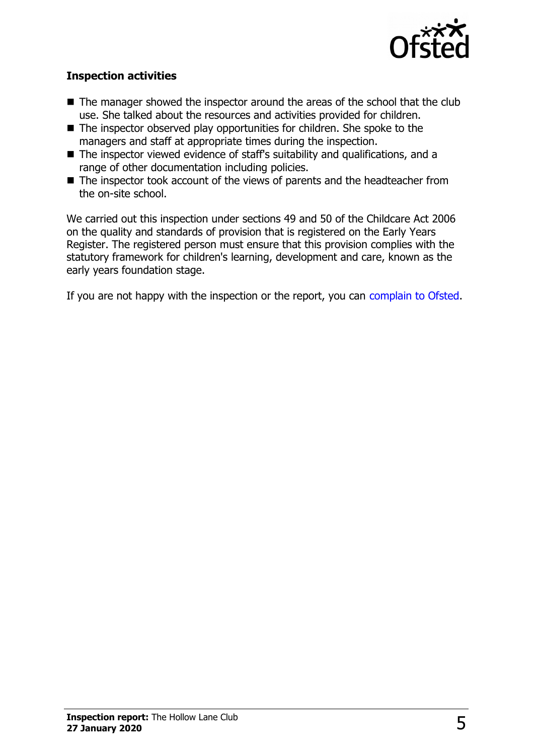### Inspection activities

- The manager showed the inspector around the areas of the school that the club use. She talked about the resources and activities provided for children.
- The inspector observed play opportunities for children. She spoke to the managers and staff at appropriate times during the inspection.
- The inspector viewed evidence of staff's suitability and qualifications, and a range of other documentation including policies.
- The inspector took account of the views of parents and the headteacher from the on-site school.

We carried out this inspection under sections 49 and 50 of the Childcare Act 2006 on the quality and standards of provision that is registered on the Early Years Register. The registered person must ensure that this provision complies with the statutory framework for children's learning, development and care, known as the early years foundation stage.

If you are not happy with the inspection or the report, you can complain to Ofsted.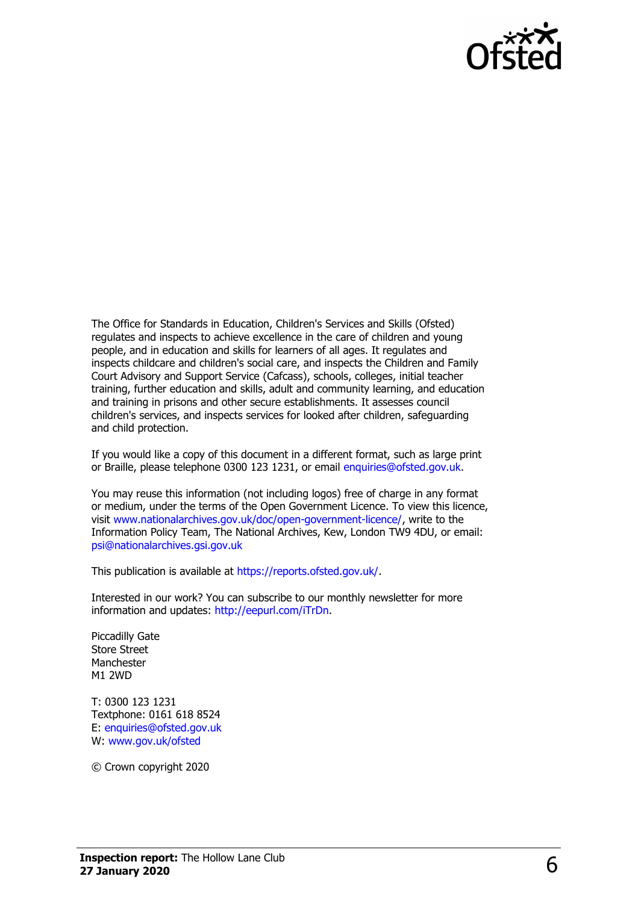The Office for Standards in Education, Children's Services and Skills (Ofsted) regulates and inspects to achieve excellence in the care of children and young people, and in education and skills for learners of all ages. It regulates and inspects childcare and children's social care, and inspects the Children and Family Court Advisory and Support Service (Cafcass), schools, colleges, initial teacher training, further education and skills, adult and community learning, and education and training in prisons and other secure establishments. It assesses council children's services, and inspects services for looked after children, safeguarding and child protection.

If you would like a copy of this document in a different format, such as large print or Braille, please telephone 0300 123 1231, or email enquiries@ofsted.gov.uk.

You may reuse this information (not including logos) free of charge in any format or medium, under the terms of the Open Government Licence. To view this licence, visit www.nationalarchives.gov.uk/doc/open-government-licence/, write to the Information Policy Team, The National Archives, Kew, London TW9 4DU, or email: psi@nationalarchives.gsi.gov.uk

This publication is available at https://reports.ofsted.gov.uk/.

Interested in our work? You can subscribe to our monthly newsletter for more information and updates: http://eepurl.com/iTrDn.

Piccadilly Gate
Store Street
Manchester
M1 2WD

T: 0300 123 1231
Textphone: 0161 618 8524
E: enquiries@ofsted.gov.uk
W: www.gov.uk/ofsted

© Crown copyright 2020